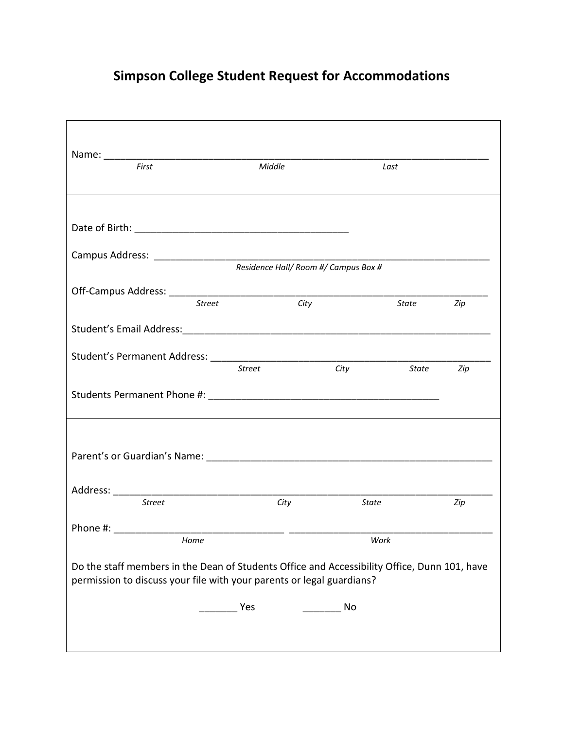# Simpson College Student Request for Accommodations

Name: ___________________________________________________________________________

*First* *Middle* *Last*

Date of Birth: ________________________________________

Campus Address: _______________________________________________________________

*Residence Hall/ Room #/ Campus Box #*

Off-Campus Address: ____________________________________________________________

*Street* *City* *State* *Zip*

Student's Email Address:_________________________________________________________

Student's Permanent Address: ____________________________________________________

*Street* *City* *State* *Zip*

Students Permanent Phone #: ___________________________________________

Parent's or Guardian's Name: _____________________________________________________

Address: ______________________________________________________________________

*Street* *City* *State* *Zip*

Phone #: _______________________________ ______________________________________

*Home* *Work*

Do the staff members in the Dean of Students Office and Accessibility Office, Dunn 101, have permission to discuss your file with your parents or legal guardians?

_______ Yes _______ No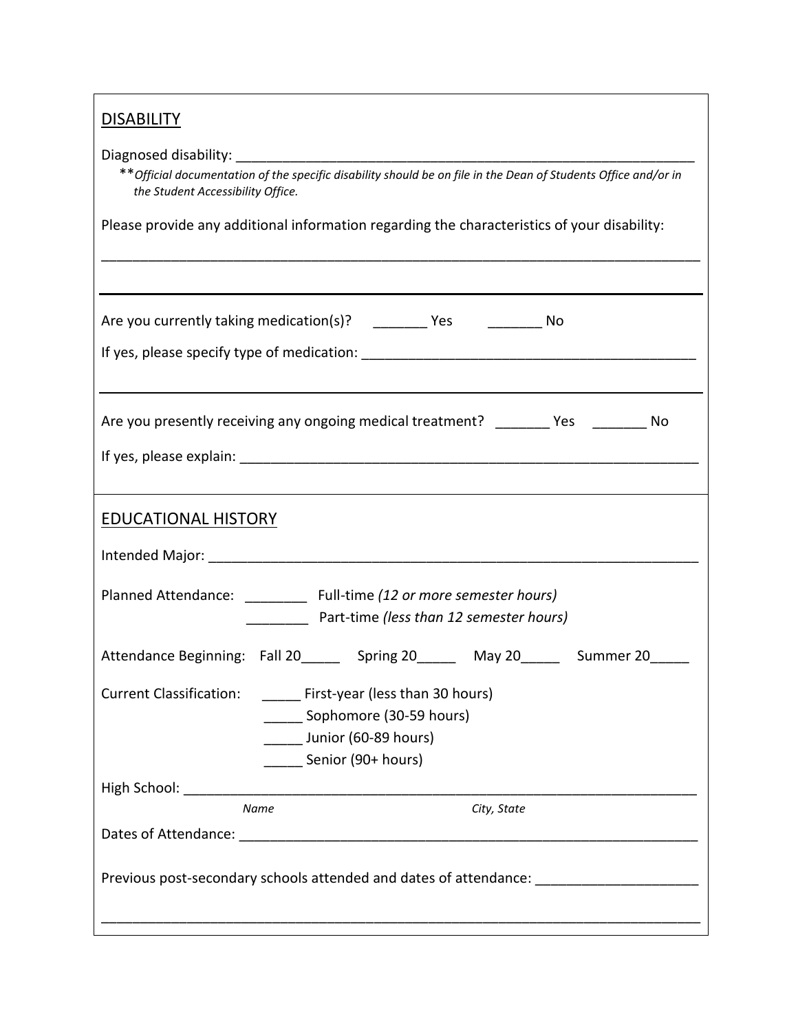## DISABILITY

Diagnosed disability: ___________________________________________________________

**_Official documentation of the specific disability should be on file in the Dean of Students Office and/or in the Student Accessibility Office._

Please provide any additional information regarding the characteristics of your disability:

_____________________________________________________________________________

---

Are you currently taking medication(s)? _______ Yes _______ No

If yes, please specify type of medication: ____________________________________________

---

Are you presently receiving any ongoing medical treatment? _______ Yes _______ No

If yes, please explain: ____________________________________________________________

## EDUCATIONAL HISTORY

Intended Major: ______________________________________________________________

Planned Attendance: ________ Full-time _(12 or more semester hours)_

________ Part-time _(less than 12 semester hours)_

Attendance Beginning: Fall 20_____ Spring 20_____ May 20_____ Summer 20_____

Current Classification: _____ First-year (less than 30 hours)

_____ Sophomore (30-59 hours)

_____ Junior (60-89 hours)

_____ Senior (90+ hours)

High School: _________________________________________________________________

_Name_ _City, State_

Dates of Attendance: ___________________________________________________________

Previous post-secondary schools attended and dates of attendance: ____________________

_____________________________________________________________________________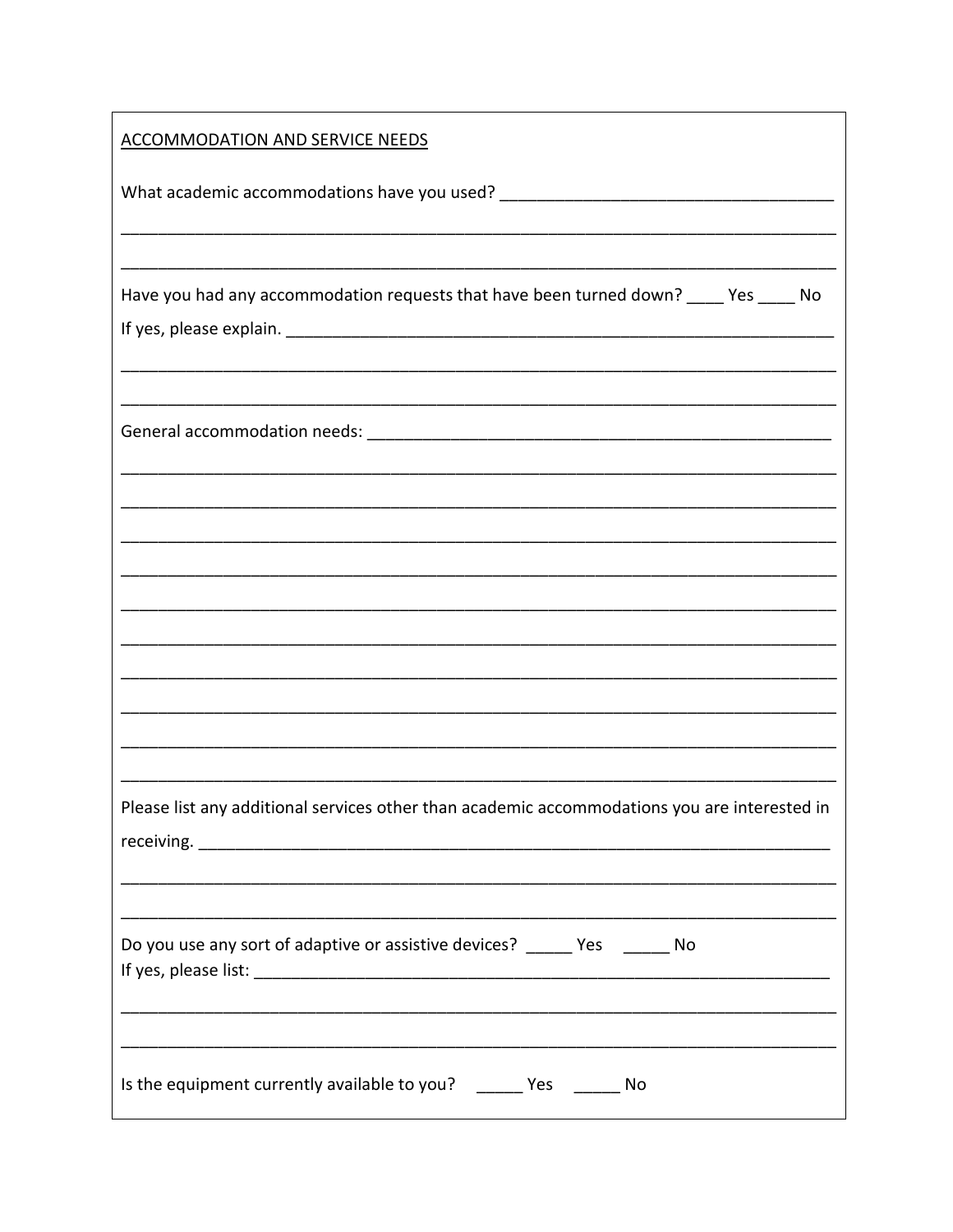ACCOMMODATION AND SERVICE NEEDS

What academic accommodations have you used? ____________________________________

______________________________________________________________________________

______________________________________________________________________________

Have you had any accommodation requests that have been turned down? ____ Yes ____ No

If yes, please explain. _______________________________________________________________

______________________________________________________________________________

______________________________________________________________________________

General accommodation needs: ____________________________________________________

______________________________________________________________________________

______________________________________________________________________________

______________________________________________________________________________

______________________________________________________________________________

______________________________________________________________________________

______________________________________________________________________________

______________________________________________________________________________

______________________________________________________________________________

______________________________________________________________________________

______________________________________________________________________________

Please list any additional services other than academic accommodations you are interested in receiving. ___________________________________________________________________

______________________________________________________________________________

______________________________________________________________________________

Do you use any sort of adaptive or assistive devices? _____ Yes _____ No

If yes, please list: ____________________________________________________________

______________________________________________________________________________

______________________________________________________________________________

Is the equipment currently available to you? _____ Yes _____ No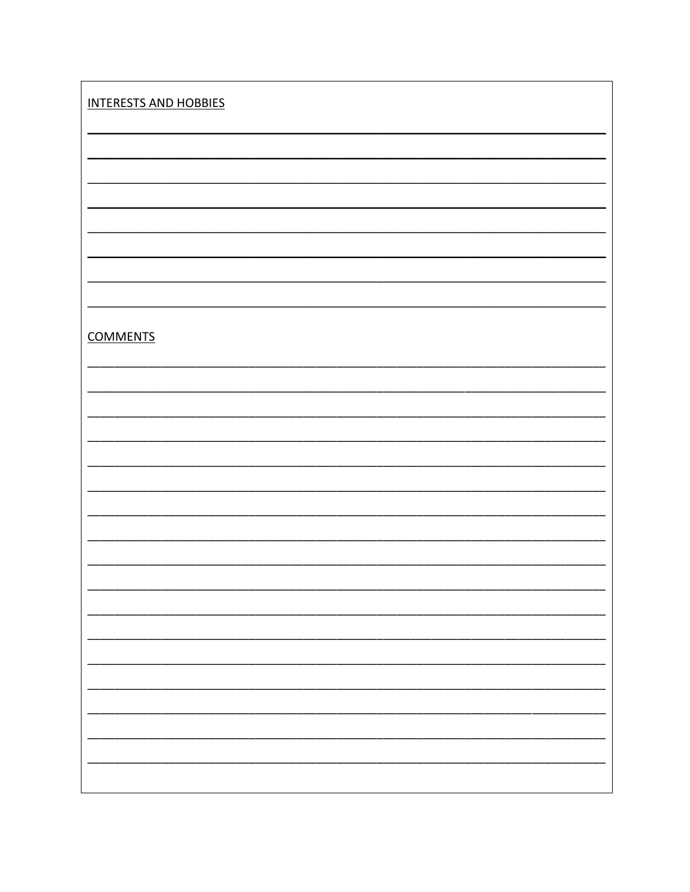INTERESTS AND HOBBIES

________________________________________________________________________________

________________________________________________________________________________

________________________________________________________________________________

________________________________________________________________________________

________________________________________________________________________________

________________________________________________________________________________

________________________________________________________________________________

________________________________________________________________________________

COMMENTS

________________________________________________________________________________

________________________________________________________________________________

________________________________________________________________________________

________________________________________________________________________________

________________________________________________________________________________

________________________________________________________________________________

________________________________________________________________________________

________________________________________________________________________________

________________________________________________________________________________

________________________________________________________________________________

________________________________________________________________________________

________________________________________________________________________________

________________________________________________________________________________

________________________________________________________________________________

________________________________________________________________________________

________________________________________________________________________________

________________________________________________________________________________